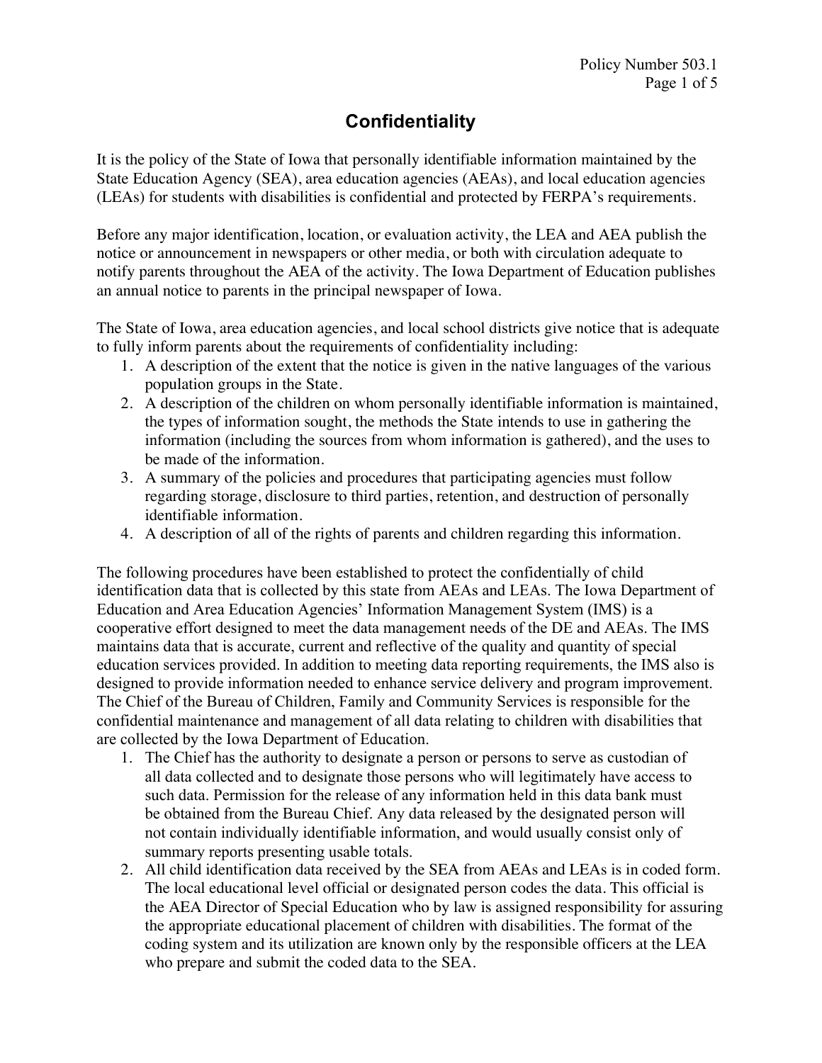# Confidentiality

It is the policy of the State of Iowa that personally identifiable information maintained by the State Education Agency (SEA), area education agencies (AEAs), and local education agencies (LEAs) for students with disabilities is confidential and protected by FERPA's requirements.

Before any major identification, location, or evaluation activity, the LEA and AEA publish the notice or announcement in newspapers or other media, or both with circulation adequate to notify parents throughout the AEA of the activity. The Iowa Department of Education publishes an annual notice to parents in the principal newspaper of Iowa.

The State of Iowa, area education agencies, and local school districts give notice that is adequate to fully inform parents about the requirements of confidentiality including:

1. A description of the extent that the notice is given in the native languages of the various population groups in the State.
2. A description of the children on whom personally identifiable information is maintained, the types of information sought, the methods the State intends to use in gathering the information (including the sources from whom information is gathered), and the uses to be made of the information.
3. A summary of the policies and procedures that participating agencies must follow regarding storage, disclosure to third parties, retention, and destruction of personally identifiable information.
4. A description of all of the rights of parents and children regarding this information.

The following procedures have been established to protect the confidentially of child identification data that is collected by this state from AEAs and LEAs. The Iowa Department of Education and Area Education Agencies' Information Management System (IMS) is a cooperative effort designed to meet the data management needs of the DE and AEAs. The IMS maintains data that is accurate, current and reflective of the quality and quantity of special education services provided. In addition to meeting data reporting requirements, the IMS also is designed to provide information needed to enhance service delivery and program improvement. The Chief of the Bureau of Children, Family and Community Services is responsible for the confidential maintenance and management of all data relating to children with disabilities that are collected by the Iowa Department of Education.

1. The Chief has the authority to designate a person or persons to serve as custodian of all data collected and to designate those persons who will legitimately have access to such data. Permission for the release of any information held in this data bank must be obtained from the Bureau Chief. Any data released by the designated person will not contain individually identifiable information, and would usually consist only of summary reports presenting usable totals.
2. All child identification data received by the SEA from AEAs and LEAs is in coded form. The local educational level official or designated person codes the data. This official is the AEA Director of Special Education who by law is assigned responsibility for assuring the appropriate educational placement of children with disabilities. The format of the coding system and its utilization are known only by the responsible officers at the LEA who prepare and submit the coded data to the SEA.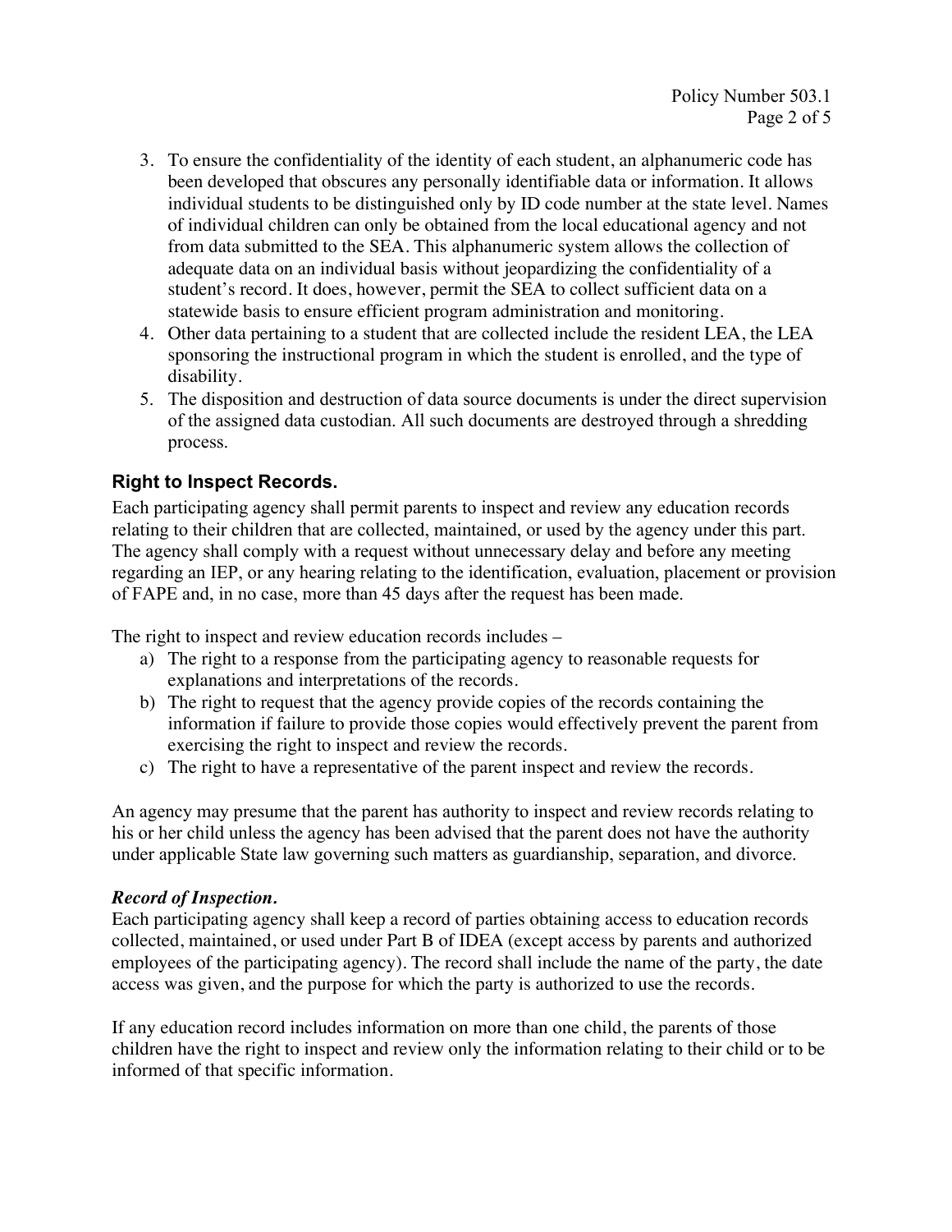3. To ensure the confidentiality of the identity of each student, an alphanumeric code has been developed that obscures any personally identifiable data or information. It allows individual students to be distinguished only by ID code number at the state level. Names of individual children can only be obtained from the local educational agency and not from data submitted to the SEA. This alphanumeric system allows the collection of adequate data on an individual basis without jeopardizing the confidentiality of a student's record. It does, however, permit the SEA to collect sufficient data on a statewide basis to ensure efficient program administration and monitoring.
4. Other data pertaining to a student that are collected include the resident LEA, the LEA sponsoring the instructional program in which the student is enrolled, and the type of disability.
5. The disposition and destruction of data source documents is under the direct supervision of the assigned data custodian. All such documents are destroyed through a shredding process.

### Right to Inspect Records.

Each participating agency shall permit parents to inspect and review any education records relating to their children that are collected, maintained, or used by the agency under this part. The agency shall comply with a request without unnecessary delay and before any meeting regarding an IEP, or any hearing relating to the identification, evaluation, placement or provision of FAPE and, in no case, more than 45 days after the request has been made.

The right to inspect and review education records includes –

a) The right to a response from the participating agency to reasonable requests for explanations and interpretations of the records.
b) The right to request that the agency provide copies of the records containing the information if failure to provide those copies would effectively prevent the parent from exercising the right to inspect and review the records.
c) The right to have a representative of the parent inspect and review the records.

An agency may presume that the parent has authority to inspect and review records relating to his or her child unless the agency has been advised that the parent does not have the authority under applicable State law governing such matters as guardianship, separation, and divorce.

#### *Record of Inspection.*

Each participating agency shall keep a record of parties obtaining access to education records collected, maintained, or used under Part B of IDEA (except access by parents and authorized employees of the participating agency). The record shall include the name of the party, the date access was given, and the purpose for which the party is authorized to use the records.

If any education record includes information on more than one child, the parents of those children have the right to inspect and review only the information relating to their child or to be informed of that specific information.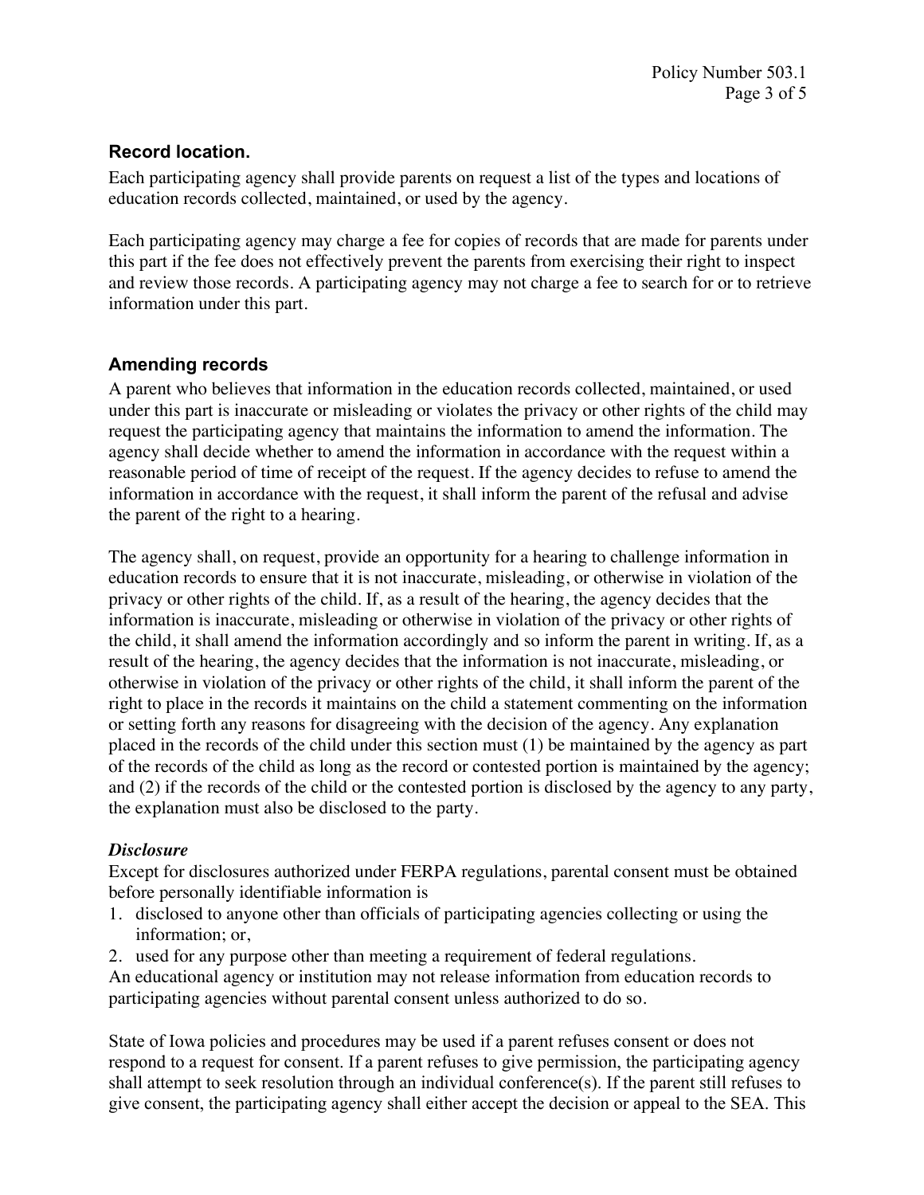### Record location.

Each participating agency shall provide parents on request a list of the types and locations of education records collected, maintained, or used by the agency.

Each participating agency may charge a fee for copies of records that are made for parents under this part if the fee does not effectively prevent the parents from exercising their right to inspect and review those records. A participating agency may not charge a fee to search for or to retrieve information under this part.

### Amending records

A parent who believes that information in the education records collected, maintained, or used under this part is inaccurate or misleading or violates the privacy or other rights of the child may request the participating agency that maintains the information to amend the information. The agency shall decide whether to amend the information in accordance with the request within a reasonable period of time of receipt of the request. If the agency decides to refuse to amend the information in accordance with the request, it shall inform the parent of the refusal and advise the parent of the right to a hearing.

The agency shall, on request, provide an opportunity for a hearing to challenge information in education records to ensure that it is not inaccurate, misleading, or otherwise in violation of the privacy or other rights of the child. If, as a result of the hearing, the agency decides that the information is inaccurate, misleading or otherwise in violation of the privacy or other rights of the child, it shall amend the information accordingly and so inform the parent in writing. If, as a result of the hearing, the agency decides that the information is not inaccurate, misleading, or otherwise in violation of the privacy or other rights of the child, it shall inform the parent of the right to place in the records it maintains on the child a statement commenting on the information or setting forth any reasons for disagreeing with the decision of the agency. Any explanation placed in the records of the child under this section must (1) be maintained by the agency as part of the records of the child as long as the record or contested portion is maintained by the agency; and (2) if the records of the child or the contested portion is disclosed by the agency to any party, the explanation must also be disclosed to the party.

#### *Disclosure*

Except for disclosures authorized under FERPA regulations, parental consent must be obtained before personally identifiable information is

1. disclosed to anyone other than officials of participating agencies collecting or using the information; or,
2. used for any purpose other than meeting a requirement of federal regulations.

An educational agency or institution may not release information from education records to participating agencies without parental consent unless authorized to do so.

State of Iowa policies and procedures may be used if a parent refuses consent or does not respond to a request for consent. If a parent refuses to give permission, the participating agency shall attempt to seek resolution through an individual conference(s). If the parent still refuses to give consent, the participating agency shall either accept the decision or appeal to the SEA. This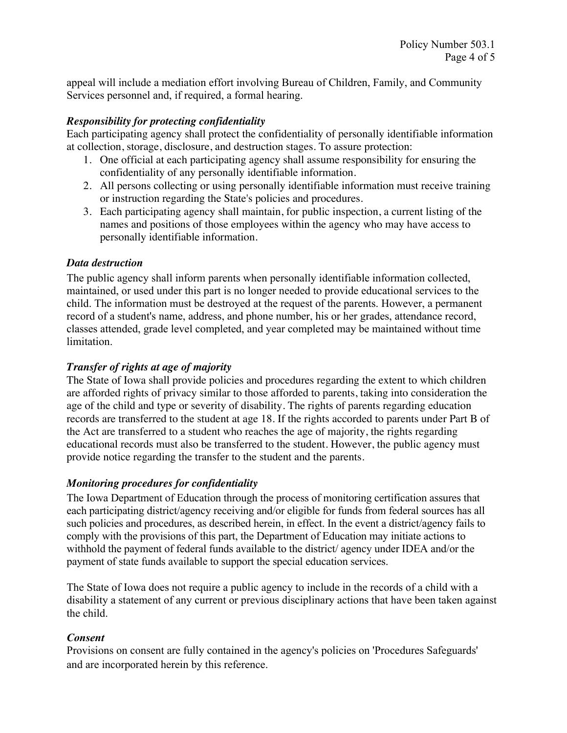appeal will include a mediation effort involving Bureau of Children, Family, and Community Services personnel and, if required, a formal hearing.

***Responsibility for protecting confidentiality***

Each participating agency shall protect the confidentiality of personally identifiable information at collection, storage, disclosure, and destruction stages. To assure protection:

1. One official at each participating agency shall assume responsibility for ensuring the confidentiality of any personally identifiable information.
2. All persons collecting or using personally identifiable information must receive training or instruction regarding the State's policies and procedures.
3. Each participating agency shall maintain, for public inspection, a current listing of the names and positions of those employees within the agency who may have access to personally identifiable information.

***Data destruction***

The public agency shall inform parents when personally identifiable information collected, maintained, or used under this part is no longer needed to provide educational services to the child. The information must be destroyed at the request of the parents. However, a permanent record of a student's name, address, and phone number, his or her grades, attendance record, classes attended, grade level completed, and year completed may be maintained without time limitation.

***Transfer of rights at age of majority***

The State of Iowa shall provide policies and procedures regarding the extent to which children are afforded rights of privacy similar to those afforded to parents, taking into consideration the age of the child and type or severity of disability. The rights of parents regarding education records are transferred to the student at age 18. If the rights accorded to parents under Part B of the Act are transferred to a student who reaches the age of majority, the rights regarding educational records must also be transferred to the student. However, the public agency must provide notice regarding the transfer to the student and the parents.

***Monitoring procedures for confidentiality***

The Iowa Department of Education through the process of monitoring certification assures that each participating district/agency receiving and/or eligible for funds from federal sources has all such policies and procedures, as described herein, in effect. In the event a district/agency fails to comply with the provisions of this part, the Department of Education may initiate actions to withhold the payment of federal funds available to the district/ agency under IDEA and/or the payment of state funds available to support the special education services.

The State of Iowa does not require a public agency to include in the records of a child with a disability a statement of any current or previous disciplinary actions that have been taken against the child.

***Consent***

Provisions on consent are fully contained in the agency's policies on 'Procedures Safeguards' and are incorporated herein by this reference.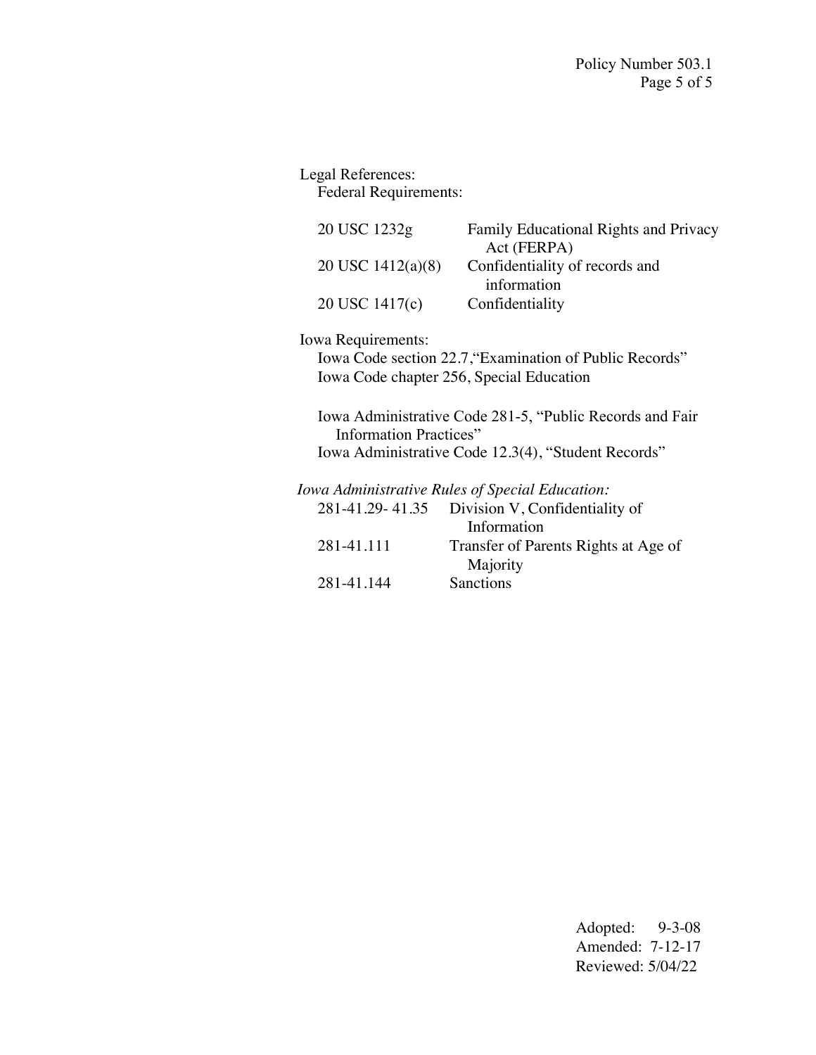Legal References:

Federal Requirements:

| | |
|---|---|
| 20 USC 1232g | Family Educational Rights and Privacy Act (FERPA) |
| 20 USC 1412(a)(8) | Confidentiality of records and information |
| 20 USC 1417(c) | Confidentiality |

Iowa Requirements:

Iowa Code section 22.7, "Examination of Public Records"
Iowa Code chapter 256, Special Education

Iowa Administrative Code 281-5, "Public Records and Fair Information Practices"
Iowa Administrative Code 12.3(4), "Student Records"

*Iowa Administrative Rules of Special Education:*

| | |
|---|---|
| 281-41.29- 41.35 | Division V, Confidentiality of Information |
| 281-41.111 | Transfer of Parents Rights at Age of Majority |
| 281-41.144 | Sanctions |

Adopted: 9-3-08
Amended: 7-12-17
Reviewed: 5/04/22